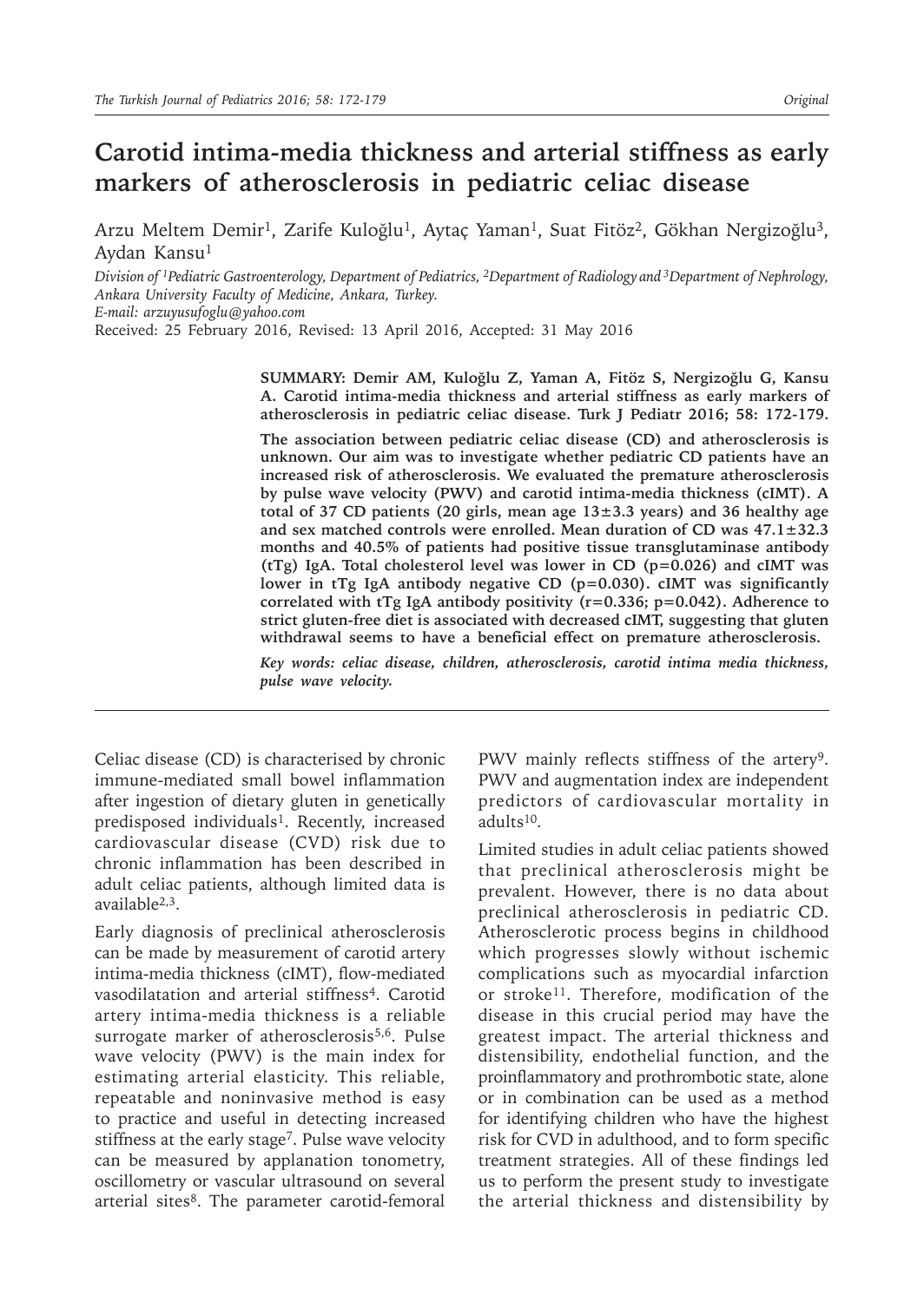Original

# Carotid intima-media thickness and arterial stiffness as early markers of atherosclerosis in pediatric celiac disease

Arzu Meltem Demir[1], Zarife Kuloğlu[1], Aytaç Yaman[1], Suat Fitöz[2], Gökhan Nergizoğlu[3], Aydan Kansu[1]

*Division of [1]Pediatric Gastroenterology, Department of Pediatrics, [2]Department of Radiology and [3]Department of Nephrology, Ankara University Faculty of Medicine, Ankara, Turkey.*
*E-mail: arzuyusufoglu@yahoo.com*
Received: 25 February 2016, Revised: 13 April 2016, Accepted: 31 May 2016

**SUMMARY: Demir AM, Kuloğlu Z, Yaman A, Fitöz S, Nergizoğlu G, Kansu A. Carotid intima-media thickness and arterial stiffness as early markers of atherosclerosis in pediatric celiac disease. Turk J Pediatr 2016; 58: 172-179.**

**The association between pediatric celiac disease (CD) and atherosclerosis is unknown. Our aim was to investigate whether pediatric CD patients have an increased risk of atherosclerosis. We evaluated the premature atherosclerosis by pulse wave velocity (PWV) and carotid intima-media thickness (cIMT). A total of 37 CD patients (20 girls, mean age 13±3.3 years) and 36 healthy age and sex matched controls were enrolled. Mean duration of CD was 47.1±32.3 months and 40.5% of patients had positive tissue transglutaminase antibody (tTg) IgA. Total cholesterol level was lower in CD ($p=0.026$) and cIMT was lower in tTg IgA antibody negative CD ($p=0.030$). cIMT was significantly correlated with tTg IgA antibody positivity ($r=0.336$; $p=0.042$). Adherence to strict gluten-free diet is associated with decreased cIMT, suggesting that gluten withdrawal seems to have a beneficial effect on premature atherosclerosis.**

***Key words:** celiac disease, children, atherosclerosis, carotid intima media thickness, pulse wave velocity.*

---

Celiac disease (CD) is characterised by chronic immune-mediated small bowel inflammation after ingestion of dietary gluten in genetically predisposed individuals[1]. Recently, increased cardiovascular disease (CVD) risk due to chronic inflammation has been described in adult celiac patients, although limited data is available[2,3].

Early diagnosis of preclinical atherosclerosis can be made by measurement of carotid artery intima-media thickness (cIMT), flow-mediated vasodilatation and arterial stiffness[4]. Carotid artery intima-media thickness is a reliable surrogate marker of atherosclerosis[5,6]. Pulse wave velocity (PWV) is the main index for estimating arterial elasticity. This reliable, repeatable and noninvasive method is easy to practice and useful in detecting increased stiffness at the early stage[7]. Pulse wave velocity can be measured by applanation tonometry, oscillometry or vascular ultrasound on several arterial sites[8]. The parameter carotid-femoral PWV mainly reflects stiffness of the artery[9]. PWV and augmentation index are independent predictors of cardiovascular mortality in adults[10].

Limited studies in adult celiac patients showed that preclinical atherosclerosis might be prevalent. However, there is no data about preclinical atherosclerosis in pediatric CD. Atherosclerotic process begins in childhood which progresses slowly without ischemic complications such as myocardial infarction or stroke[11]. Therefore, modification of the disease in this crucial period may have the greatest impact. The arterial thickness and distensibility, endothelial function, and the proinflammatory and prothrombotic state, alone or in combination can be used as a method for identifying children who have the highest risk for CVD in adulthood, and to form specific treatment strategies. All of these findings led us to perform the present study to investigate the arterial thickness and distensibility by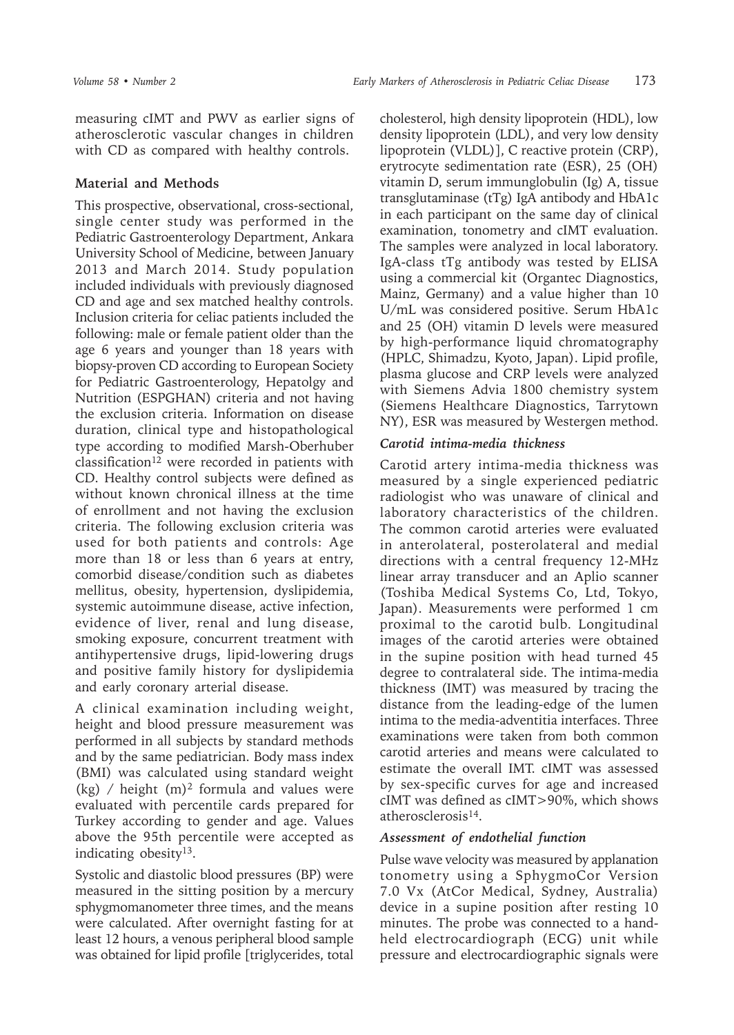measuring cIMT and PWV as earlier signs of atherosclerotic vascular changes in children with CD as compared with healthy controls.

## Material and Methods

This prospective, observational, cross-sectional, single center study was performed in the Pediatric Gastroenterology Department, Ankara University School of Medicine, between January 2013 and March 2014. Study population included individuals with previously diagnosed CD and age and sex matched healthy controls. Inclusion criteria for celiac patients included the following: male or female patient older than the age 6 years and younger than 18 years with biopsy-proven CD according to European Society for Pediatric Gastroenterology, Hepatolgy and Nutrition (ESPGHAN) criteria and not having the exclusion criteria. Information on disease duration, clinical type and histopathological type according to modified Marsh-Oberhuber classification[12] were recorded in patients with CD. Healthy control subjects were defined as without known chronical illness at the time of enrollment and not having the exclusion criteria. The following exclusion criteria was used for both patients and controls: Age more than 18 or less than 6 years at entry, comorbid disease/condition such as diabetes mellitus, obesity, hypertension, dyslipidemia, systemic autoimmune disease, active infection, evidence of liver, renal and lung disease, smoking exposure, concurrent treatment with antihypertensive drugs, lipid-lowering drugs and positive family history for dyslipidemia and early coronary arterial disease.

A clinical examination including weight, height and blood pressure measurement was performed in all subjects by standard methods and by the same pediatrician. Body mass index (BMI) was calculated using standard weight (kg) / height $(m)^2$ formula and values were evaluated with percentile cards prepared for Turkey according to gender and age. Values above the 95th percentile were accepted as indicating obesity[13].

Systolic and diastolic blood pressures (BP) were measured in the sitting position by a mercury sphygmomanometer three times, and the means were calculated. After overnight fasting for at least 12 hours, a venous peripheral blood sample was obtained for lipid profile [triglycerides, total cholesterol, high density lipoprotein (HDL), low density lipoprotein (LDL), and very low density lipoprotein (VLDL)], C reactive protein (CRP), erytrocyte sedimentation rate (ESR), 25 (OH) vitamin D, serum immunglobulin (Ig) A, tissue transglutaminase (tTg) IgA antibody and HbA1c in each participant on the same day of clinical examination, tonometry and cIMT evaluation. The samples were analyzed in local laboratory. IgA-class tTg antibody was tested by ELISA using a commercial kit (Organtec Diagnostics, Mainz, Germany) and a value higher than 10 U/mL was considered positive. Serum HbA1c and 25 (OH) vitamin D levels were measured by high-performance liquid chromatography (HPLC, Shimadzu, Kyoto, Japan). Lipid profile, plasma glucose and CRP levels were analyzed with Siemens Advia 1800 chemistry system (Siemens Healthcare Diagnostics, Tarrytown NY), ESR was measured by Westergen method.

### *Carotid intima-media thickness*

Carotid artery intima-media thickness was measured by a single experienced pediatric radiologist who was unaware of clinical and laboratory characteristics of the children. The common carotid arteries were evaluated in anterolateral, posterolateral and medial directions with a central frequency 12-MHz linear array transducer and an Aplio scanner (Toshiba Medical Systems Co, Ltd, Tokyo, Japan). Measurements were performed 1 cm proximal to the carotid bulb. Longitudinal images of the carotid arteries were obtained in the supine position with head turned 45 degree to contralateral side. The intima-media thickness (IMT) was measured by tracing the distance from the leading-edge of the lumen intima to the media-adventitia interfaces. Three examinations were taken from both common carotid arteries and means were calculated to estimate the overall IMT. cIMT was assessed by sex-specific curves for age and increased cIMT was defined as cIMT>90%, which shows atherosclerosis[14].

### *Assessment of endothelial function*

Pulse wave velocity was measured by applanation tonometry using a SphygmoCor Version 7.0 Vx (AtCor Medical, Sydney, Australia) device in a supine position after resting 10 minutes. The probe was connected to a hand-held electrocardiograph (ECG) unit while pressure and electrocardiographic signals were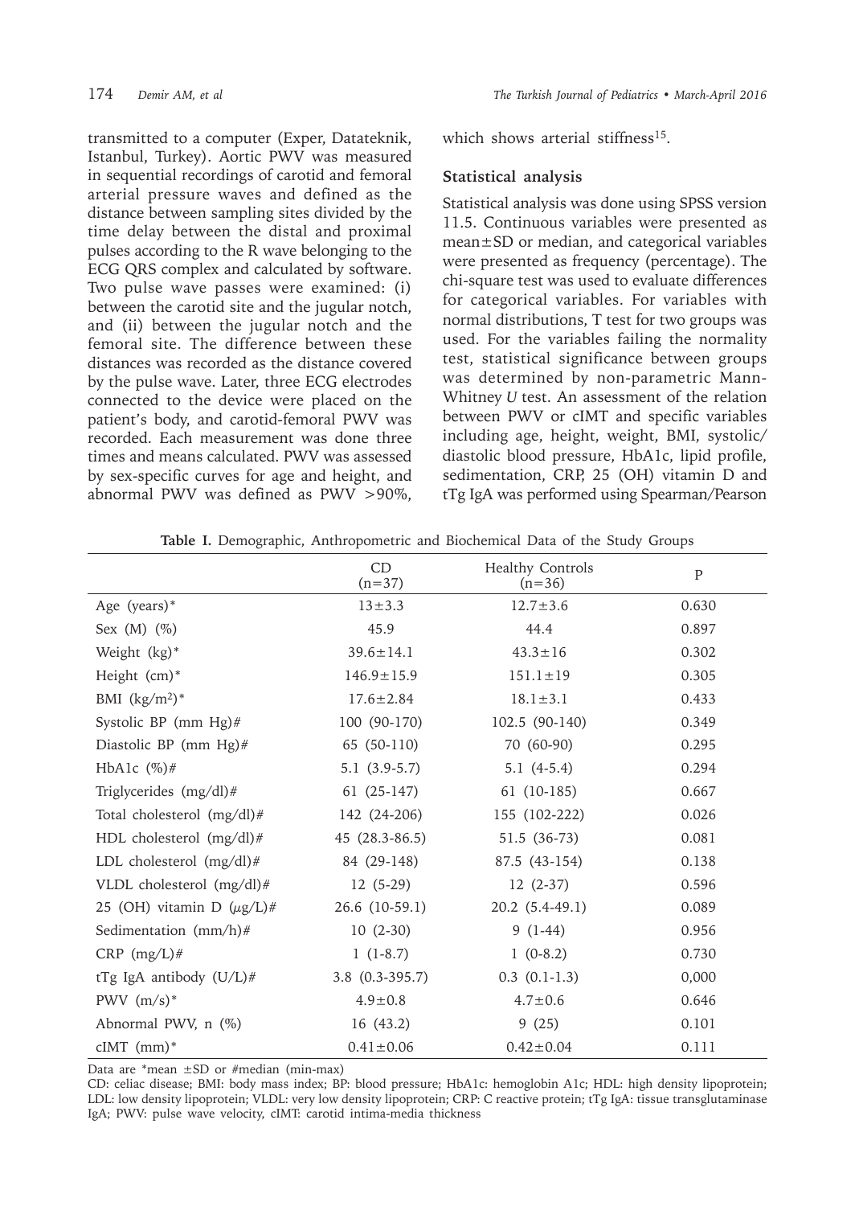transmitted to a computer (Exper, Datateknik, Istanbul, Turkey). Aortic PWV was measured in sequential recordings of carotid and femoral arterial pressure waves and defined as the distance between sampling sites divided by the time delay between the distal and proximal pulses according to the R wave belonging to the ECG QRS complex and calculated by software. Two pulse wave passes were examined: (i) between the carotid site and the jugular notch, and (ii) between the jugular notch and the femoral site. The difference between these distances was recorded as the distance covered by the pulse wave. Later, three ECG electrodes connected to the device were placed on the patient's body, and carotid-femoral PWV was recorded. Each measurement was done three times and means calculated. PWV was assessed by sex-specific curves for age and height, and abnormal PWV was defined as PWV >90%, which shows arterial stiffness[15].

### Statistical analysis

Statistical analysis was done using SPSS version 11.5. Continuous variables were presented as mean±SD or median, and categorical variables were presented as frequency (percentage). The chi-square test was used to evaluate differences for categorical variables. For variables with normal distributions, T test for two groups was used. For the variables failing the normality test, statistical significance between groups was determined by non-parametric Mann-Whitney *U* test. An assessment of the relation between PWV or cIMT and specific variables including age, height, weight, BMI, systolic/diastolic blood pressure, HbA1c, lipid profile, sedimentation, CRP, 25 (OH) vitamin D and tTg IgA was performed using Spearman/Pearson

**Table I.** Demographic, Anthropometric and Biochemical Data of the Study Groups

| | CD (n=37) | Healthy Controls (n=36) | P |
|---|---|---|---|
| Age (years)* | 13±3.3 | 12.7±3.6 | 0.630 |
| Sex (M) (%) | 45.9 | 44.4 | 0.897 |
| Weight (kg)* | 39.6±14.1 | 43.3±16 | 0.302 |
| Height (cm)* | 146.9±15.9 | 151.1±19 | 0.305 |
| BMI (kg/m$^2$)* | 17.6±2.84 | 18.1±3.1 | 0.433 |
| Systolic BP (mm Hg)# | 100 (90-170) | 102.5 (90-140) | 0.349 |
| Diastolic BP (mm Hg)# | 65 (50-110) | 70 (60-90) | 0.295 |
| HbA1c (%)# | 5.1 (3.9-5.7) | 5.1 (4-5.4) | 0.294 |
| Triglycerides (mg/dl)# | 61 (25-147) | 61 (10-185) | 0.667 |
| Total cholesterol (mg/dl)# | 142 (24-206) | 155 (102-222) | 0.026 |
| HDL cholesterol (mg/dl)# | 45 (28.3-86.5) | 51.5 (36-73) | 0.081 |
| LDL cholesterol (mg/dl)# | 84 (29-148) | 87.5 (43-154) | 0.138 |
| VLDL cholesterol (mg/dl)# | 12 (5-29) | 12 (2-37) | 0.596 |
| 25 (OH) vitamin D (μg/L)# | 26.6 (10-59.1) | 20.2 (5.4-49.1) | 0.089 |
| Sedimentation (mm/h)# | 10 (2-30) | 9 (1-44) | 0.956 |
| CRP (mg/L)# | 1 (1-8.7) | 1 (0-8.2) | 0.730 |
| tTg IgA antibody (U/L)# | 3.8 (0.3-395.7) | 0.3 (0.1-1.3) | 0,000 |
| PWV (m/s)* | 4.9±0.8 | 4.7±0.6 | 0.646 |
| Abnormal PWV, n (%) | 16 (43.2) | 9 (25) | 0.101 |
| cIMT (mm)* | 0.41±0.06 | 0.42±0.04 | 0.111 |

Data are *mean ±SD or #median (min-max)

CD: celiac disease; BMI: body mass index; BP: blood pressure; HbA1c: hemoglobin A1c; HDL: high density lipoprotein; LDL: low density lipoprotein; VLDL: very low density lipoprotein; CRP: C reactive protein; tTg IgA: tissue transglutaminase IgA; PWV: pulse wave velocity, cIMT: carotid intima-media thickness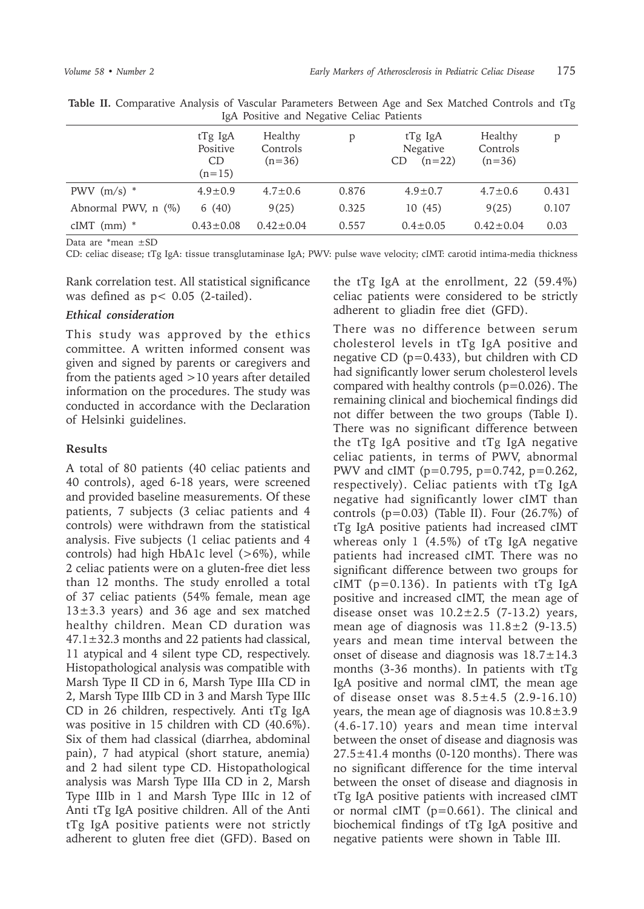**Table II.** Comparative Analysis of Vascular Parameters Between Age and Sex Matched Controls and tTg IgA Positive and Negative Celiac Patients

| | tTg IgA Positive CD (n=15) | Healthy Controls (n=36) | p | tTg IgA Negative CD (n=22) | Healthy Controls (n=36) | p |
|---|---|---|---|---|---|---|
| PWV (m/s) * | 4.9±0.9 | 4.7±0.6 | 0.876 | 4.9±0.7 | 4.7±0.6 | 0.431 |
| Abnormal PWV, n (%) | 6 (40) | 9(25) | 0.325 | 10 (45) | 9(25) | 0.107 |
| cIMT (mm) * | 0.43±0.08 | 0.42±0.04 | 0.557 | 0.4±0.05 | 0.42±0.04 | 0.03 |

Data are *mean ±SD

CD: celiac disease; tTg IgA: tissue transglutaminase IgA; PWV: pulse wave velocity; cIMT: carotid intima-media thickness

Rank correlation test. All statistical significance was defined as $p< 0.05$ (2-tailed).

### *Ethical consideration*

This study was approved by the ethics committee. A written informed consent was given and signed by parents or caregivers and from the patients aged >10 years after detailed information on the procedures. The study was conducted in accordance with the Declaration of Helsinki guidelines.

## Results

A total of 80 patients (40 celiac patients and 40 controls), aged 6-18 years, were screened and provided baseline measurements. Of these patients, 7 subjects (3 celiac patients and 4 controls) were withdrawn from the statistical analysis. Five subjects (1 celiac patients and 4 controls) had high HbA1c level (>6%), while 2 celiac patients were on a gluten-free diet less than 12 months. The study enrolled a total of 37 celiac patients (54% female, mean age 13±3.3 years) and 36 age and sex matched healthy children. Mean CD duration was 47.1±32.3 months and 22 patients had classical, 11 atypical and 4 silent type CD, respectively. Histopathological analysis was compatible with Marsh Type II CD in 6, Marsh Type IIIa CD in 2, Marsh Type IIIb CD in 3 and Marsh Type IIIc CD in 26 children, respectively. Anti tTg IgA was positive in 15 children with CD (40.6%). Six of them had classical (diarrhea, abdominal pain), 7 had atypical (short stature, anemia) and 2 had silent type CD. Histopathological analysis was Marsh Type IIIa CD in 2, Marsh Type IIIb in 1 and Marsh Type IIIc in 12 of Anti tTg IgA positive children. All of the Anti tTg IgA positive patients were not strictly adherent to gluten free diet (GFD). Based on the tTg IgA at the enrollment, 22 (59.4%) celiac patients were considered to be strictly adherent to gliadin free diet (GFD).

There was no difference between serum cholesterol levels in tTg IgA positive and negative CD ($p=0.433$), but children with CD had significantly lower serum cholesterol levels compared with healthy controls ($p=0.026$). The remaining clinical and biochemical findings did not differ between the two groups (Table I). There was no significant difference between the tTg IgA positive and tTg IgA negative celiac patients, in terms of PWV, abnormal PWV and cIMT ($p=0.795$, $p=0.742$, $p=0.262$, respectively). Celiac patients with tTg IgA negative had significantly lower cIMT than controls ($p=0.03$) (Table II). Four (26.7%) of tTg IgA positive patients had increased cIMT whereas only 1 (4.5%) of tTg IgA negative patients had increased cIMT. There was no significant difference between two groups for cIMT ($p=0.136$). In patients with tTg IgA positive and increased cIMT, the mean age of disease onset was 10.2±2.5 (7-13.2) years, mean age of diagnosis was 11.8±2 (9-13.5) years and mean time interval between the onset of disease and diagnosis was 18.7±14.3 months (3-36 months). In patients with tTg IgA positive and normal cIMT, the mean age of disease onset was 8.5±4.5 (2.9-16.10) years, the mean age of diagnosis was 10.8±3.9 (4.6-17.10) years and mean time interval between the onset of disease and diagnosis was 27.5±41.4 months (0-120 months). There was no significant difference for the time interval between the onset of disease and diagnosis in tTg IgA positive patients with increased cIMT or normal cIMT ($p=0.661$). The clinical and biochemical findings of tTg IgA positive and negative patients were shown in Table III.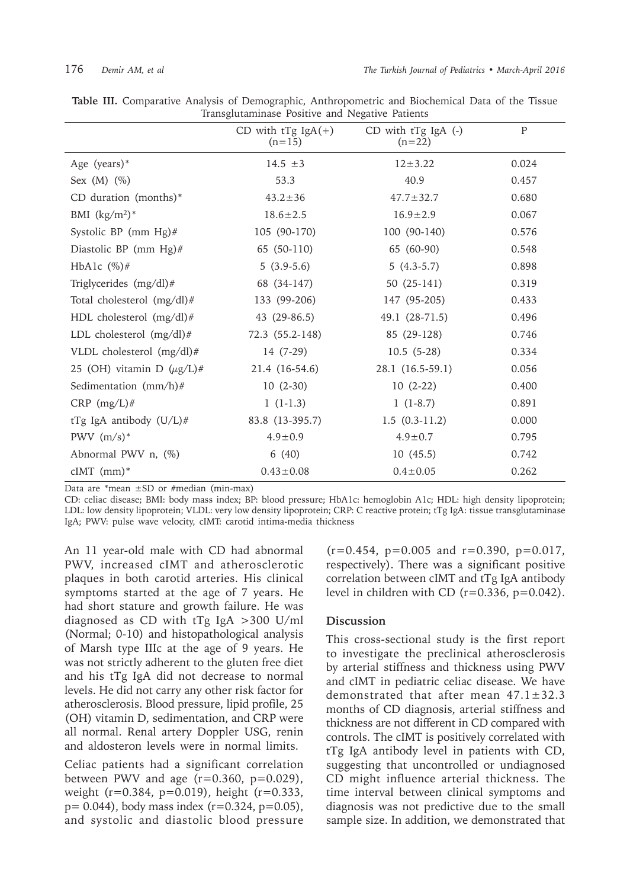**Table III.** Comparative Analysis of Demographic, Anthropometric and Biochemical Data of the Tissue Transglutaminase Positive and Negative Patients

| | CD with tTg IgA(+) (n=15) | CD with tTg IgA (-) (n=22) | P |
|---|---|---|---|
| Age (years)* | 14.5 ±3 | 12±3.22 | 0.024 |
| Sex (M) (%) | 53.3 | 40.9 | 0.457 |
| CD duration (months)* | 43.2±36 | 47.7±32.7 | 0.680 |
| BMI (kg/m$^2$)* | 18.6±2.5 | 16.9±2.9 | 0.067 |
| Systolic BP (mm Hg)# | 105 (90-170) | 100 (90-140) | 0.576 |
| Diastolic BP (mm Hg)# | 65 (50-110) | 65 (60-90) | 0.548 |
| HbA1c (%)# | 5 (3.9-5.6) | 5 (4.3-5.7) | 0.898 |
| Triglycerides (mg/dl)# | 68 (34-147) | 50 (25-141) | 0.319 |
| Total cholesterol (mg/dl)# | 133 (99-206) | 147 (95-205) | 0.433 |
| HDL cholesterol (mg/dl)# | 43 (29-86.5) | 49.1 (28-71.5) | 0.496 |
| LDL cholesterol (mg/dl)# | 72.3 (55.2-148) | 85 (29-128) | 0.746 |
| VLDL cholesterol (mg/dl)# | 14 (7-29) | 10.5 (5-28) | 0.334 |
| 25 (OH) vitamin D (μg/L)# | 21.4 (16-54.6) | 28.1 (16.5-59.1) | 0.056 |
| Sedimentation (mm/h)# | 10 (2-30) | 10 (2-22) | 0.400 |
| CRP (mg/L)# | 1 (1-1.3) | 1 (1-8.7) | 0.891 |
| tTg IgA antibody (U/L)# | 83.8 (13-395.7) | 1.5 (0.3-11.2) | 0.000 |
| PWV (m/s)* | 4.9±0.9 | 4.9±0.7 | 0.795 |
| Abnormal PWV n, (%) | 6 (40) | 10 (45.5) | 0.742 |
| cIMT (mm)* | 0.43±0.08 | 0.4±0.05 | 0.262 |

Data are *mean ±SD or #median (min-max)

CD: celiac disease; BMI: body mass index; BP: blood pressure; HbA1c: hemoglobin A1c; HDL: high density lipoprotein; LDL: low density lipoprotein; VLDL: very low density lipoprotein; CRP: C reactive protein; tTg IgA: tissue transglutaminase IgA; PWV: pulse wave velocity, cIMT: carotid intima-media thickness

An 11 year-old male with CD had abnormal PWV, increased cIMT and atherosclerotic plaques in both carotid arteries. His clinical symptoms started at the age of 7 years. He had short stature and growth failure. He was diagnosed as CD with tTg IgA >300 U/ml (Normal; 0-10) and histopathological analysis of Marsh type IIIc at the age of 9 years. He was not strictly adherent to the gluten free diet and his tTg IgA did not decrease to normal levels. He did not carry any other risk factor for atherosclerosis. Blood pressure, lipid profile, 25 (OH) vitamin D, sedimentation, and CRP were all normal. Renal artery Doppler USG, renin and aldosteron levels were in normal limits.

Celiac patients had a significant correlation between PWV and age ($r=0.360$, $p=0.029$), weight ($r=0.384$, $p=0.019$), height ($r=0.333$, $p=0.044$), body mass index ($r=0.324$, $p=0.05$), and systolic and diastolic blood pressure ($r=0.454$, $p=0.005$ and $r=0.390$, $p=0.017$, respectively). There was a significant positive correlation between cIMT and tTg IgA antibody level in children with CD ($r=0.336$, $p=0.042$).

## Discussion

This cross-sectional study is the first report to investigate the preclinical atherosclerosis by arterial stiffness and thickness using PWV and cIMT in pediatric celiac disease. We have demonstrated that after mean 47.1±32.3 months of CD diagnosis, arterial stiffness and thickness are not different in CD compared with controls. The cIMT is positively correlated with tTg IgA antibody level in patients with CD, suggesting that uncontrolled or undiagnosed CD might influence arterial thickness. The time interval between clinical symptoms and diagnosis was not predictive due to the small sample size. In addition, we demonstrated that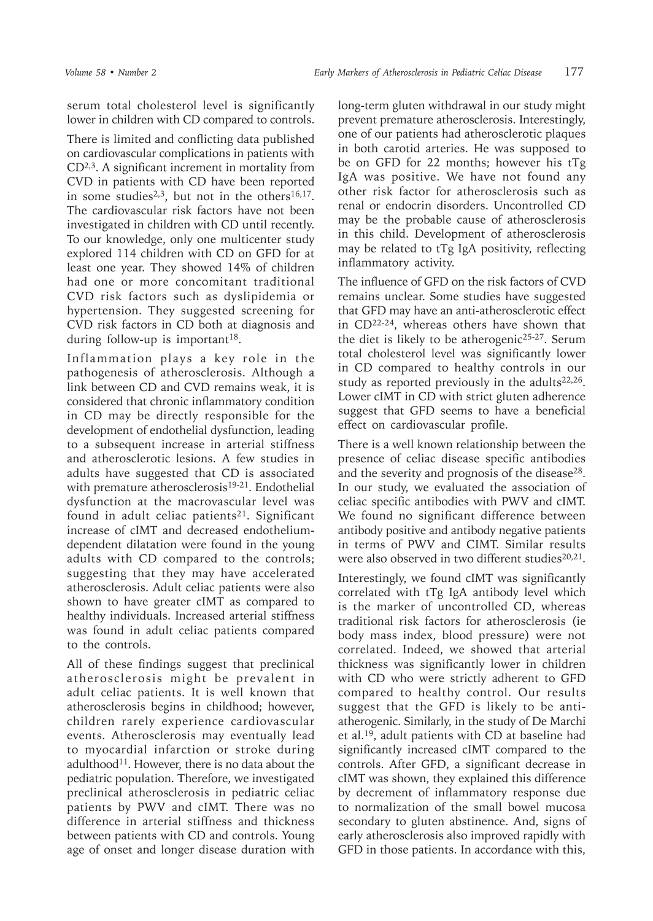serum total cholesterol level is significantly lower in children with CD compared to controls.

There is limited and conflicting data published on cardiovascular complications in patients with CD[2,3]. A significant increment in mortality from CVD in patients with CD have been reported in some studies[2,3], but not in the others[16,17]. The cardiovascular risk factors have not been investigated in children with CD until recently. To our knowledge, only one multicenter study explored 114 children with CD on GFD for at least one year. They showed 14% of children had one or more concomitant traditional CVD risk factors such as dyslipidemia or hypertension. They suggested screening for CVD risk factors in CD both at diagnosis and during follow-up is important[18].

Inflammation plays a key role in the pathogenesis of atherosclerosis. Although a link between CD and CVD remains weak, it is considered that chronic inflammatory condition in CD may be directly responsible for the development of endothelial dysfunction, leading to a subsequent increase in arterial stiffness and atherosclerotic lesions. A few studies in adults have suggested that CD is associated with premature atherosclerosis[19-21]. Endothelial dysfunction at the macrovascular level was found in adult celiac patients[21]. Significant increase of cIMT and decreased endothelium-dependent dilatation were found in the young adults with CD compared to the controls; suggesting that they may have accelerated atherosclerosis. Adult celiac patients were also shown to have greater cIMT as compared to healthy individuals. Increased arterial stiffness was found in adult celiac patients compared to the controls.

All of these findings suggest that preclinical atherosclerosis might be prevalent in adult celiac patients. It is well known that atherosclerosis begins in childhood; however, children rarely experience cardiovascular events. Atherosclerosis may eventually lead to myocardial infarction or stroke during adulthood[11]. However, there is no data about the pediatric population. Therefore, we investigated preclinical atherosclerosis in pediatric celiac patients by PWV and cIMT. There was no difference in arterial stiffness and thickness between patients with CD and controls. Young age of onset and longer disease duration with long-term gluten withdrawal in our study might prevent premature atherosclerosis. Interestingly, one of our patients had atherosclerotic plaques in both carotid arteries. He was supposed to be on GFD for 22 months; however his tTg IgA was positive. We have not found any other risk factor for atherosclerosis such as renal or endocrin disorders. Uncontrolled CD may be the probable cause of atherosclerosis in this child. Development of atherosclerosis may be related to tTg IgA positivity, reflecting inflammatory activity.

The influence of GFD on the risk factors of CVD remains unclear. Some studies have suggested that GFD may have an anti-atherosclerotic effect in CD[22-24], whereas others have shown that the diet is likely to be atherogenic[25-27]. Serum total cholesterol level was significantly lower in CD compared to healthy controls in our study as reported previously in the adults[22,26]. Lower cIMT in CD with strict gluten adherence suggest that GFD seems to have a beneficial effect on cardiovascular profile.

There is a well known relationship between the presence of celiac disease specific antibodies and the severity and prognosis of the disease[28]. In our study, we evaluated the association of celiac specific antibodies with PWV and cIMT. We found no significant difference between antibody positive and antibody negative patients in terms of PWV and CIMT. Similar results were also observed in two different studies[20,21].

Interestingly, we found cIMT was significantly correlated with tTg IgA antibody level which is the marker of uncontrolled CD, whereas traditional risk factors for atherosclerosis (ie body mass index, blood pressure) were not correlated. Indeed, we showed that arterial thickness was significantly lower in children with CD who were strictly adherent to GFD compared to healthy control. Our results suggest that the GFD is likely to be anti-atherogenic. Similarly, in the study of De Marchi et al.[19], adult patients with CD at baseline had significantly increased cIMT compared to the controls. After GFD, a significant decrease in cIMT was shown, they explained this difference by decrement of inflammatory response due to normalization of the small bowel mucosa secondary to gluten abstinence. And, signs of early atherosclerosis also improved rapidly with GFD in those patients. In accordance with this,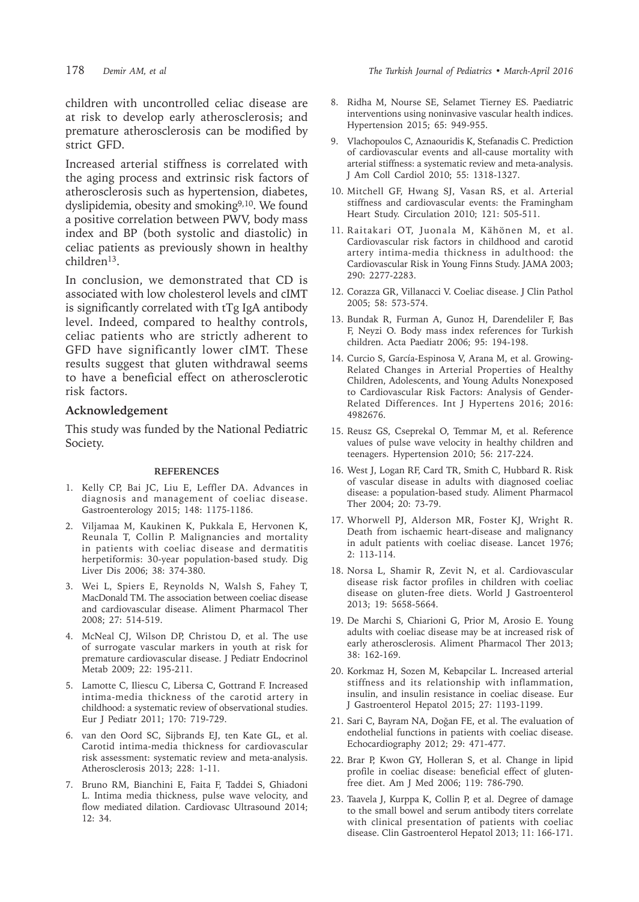children with uncontrolled celiac disease are at risk to develop early atherosclerosis; and premature atherosclerosis can be modified by strict GFD.

Increased arterial stiffness is correlated with the aging process and extrinsic risk factors of atherosclerosis such as hypertension, diabetes, dyslipidemia, obesity and smoking[9,10]. We found a positive correlation between PWV, body mass index and BP (both systolic and diastolic) in celiac patients as previously shown in healthy children[13].

In conclusion, we demonstrated that CD is associated with low cholesterol levels and cIMT is significantly correlated with tTg IgA antibody level. Indeed, compared to healthy controls, celiac patients who are strictly adherent to GFD have significantly lower cIMT. These results suggest that gluten withdrawal seems to have a beneficial effect on atherosclerotic risk factors.

## Acknowledgement

This study was funded by the National Pediatric Society.

## REFERENCES

1. Kelly CP, Bai JC, Liu E, Leffler DA. Advances in diagnosis and management of coeliac disease. Gastroenterology 2015; 148: 1175-1186.
2. Viljamaa M, Kaukinen K, Pukkala E, Hervonen K, Reunala T, Collin P. Malignancies and mortality in patients with coeliac disease and dermatitis herpetiformis: 30-year population-based study. Dig Liver Dis 2006; 38: 374-380.
3. Wei L, Spiers E, Reynolds N, Walsh S, Fahey T, MacDonald TM. The association between coeliac disease and cardiovascular disease. Aliment Pharmacol Ther 2008; 27: 514-519.
4. McNeal CJ, Wilson DP, Christou D, et al. The use of surrogate vascular markers in youth at risk for premature cardiovascular disease. J Pediatr Endocrinol Metab 2009; 22: 195-211.
5. Lamotte C, Iliescu C, Libersa C, Gottrand F. Increased intima-media thickness of the carotid artery in childhood: a systematic review of observational studies. Eur J Pediatr 2011; 170: 719-729.
6. van den Oord SC, Sijbrands EJ, ten Kate GL, et al. Carotid intima-media thickness for cardiovascular risk assessment: systematic review and meta-analysis. Atherosclerosis 2013; 228: 1-11.
7. Bruno RM, Bianchini E, Faita F, Taddei S, Ghiadoni L. Intima media thickness, pulse wave velocity, and flow mediated dilation. Cardiovasc Ultrasound 2014; 12: 34.
8. Ridha M, Nourse SE, Selamet Tierney ES. Paediatric interventions using noninvasive vascular health indices. Hypertension 2015; 65: 949-955.
9. Vlachopoulos C, Aznaouridis K, Stefanadis C. Prediction of cardiovascular events and all-cause mortality with arterial stiffness: a systematic review and meta-analysis. J Am Coll Cardiol 2010; 55: 1318-1327.
10. Mitchell GF, Hwang SJ, Vasan RS, et al. Arterial stiffness and cardiovascular events: the Framingham Heart Study. Circulation 2010; 121: 505-511.
11. Raitakari OT, Juonala M, Kähönen M, et al. Cardiovascular risk factors in childhood and carotid artery intima-media thickness in adulthood: the Cardiovascular Risk in Young Finns Study. JAMA 2003; 290: 2277-2283.
12. Corazza GR, Villanacci V. Coeliac disease. J Clin Pathol 2005; 58: 573-574.
13. Bundak R, Furman A, Gunoz H, Darendeliler F, Bas F, Neyzi O. Body mass index references for Turkish children. Acta Paediatr 2006; 95: 194-198.
14. Curcio S, García-Espinosa V, Arana M, et al. Growing-Related Changes in Arterial Properties of Healthy Children, Adolescents, and Young Adults Nonexposed to Cardiovascular Risk Factors: Analysis of Gender-Related Differences. Int J Hypertens 2016; 2016: 4982676.
15. Reusz GS, Cseprekal O, Temmar M, et al. Reference values of pulse wave velocity in healthy children and teenagers. Hypertension 2010; 56: 217-224.
16. West J, Logan RF, Card TR, Smith C, Hubbard R. Risk of vascular disease in adults with diagnosed coeliac disease: a population-based study. Aliment Pharmacol Ther 2004; 20: 73-79.
17. Whorwell PJ, Alderson MR, Foster KJ, Wright R. Death from ischaemic heart-disease and malignancy in adult patients with coeliac disease. Lancet 1976; 2: 113-114.
18. Norsa L, Shamir R, Zevit N, et al. Cardiovascular disease risk factor profiles in children with coeliac disease on gluten-free diets. World J Gastroenterol 2013; 19: 5658-5664.
19. De Marchi S, Chiarioni G, Prior M, Arosio E. Young adults with coeliac disease may be at increased risk of early atherosclerosis. Aliment Pharmacol Ther 2013; 38: 162-169.
20. Korkmaz H, Sozen M, Kebapcilar L. Increased arterial stiffness and its relationship with inflammation, insulin, and insulin resistance in coeliac disease. Eur J Gastroenterol Hepatol 2015; 27: 1193-1199.
21. Sari C, Bayram NA, Doğan FE, et al. The evaluation of endothelial functions in patients with coeliac disease. Echocardiography 2012; 29: 471-477.
22. Brar P, Kwon GY, Holleran S, et al. Change in lipid profile in coeliac disease: beneficial effect of gluten-free diet. Am J Med 2006; 119: 786-790.
23. Taavela J, Kurppa K, Collin P, et al. Degree of damage to the small bowel and serum antibody titers correlate with clinical presentation of patients with coeliac disease. Clin Gastroenterol Hepatol 2013; 11: 166-171.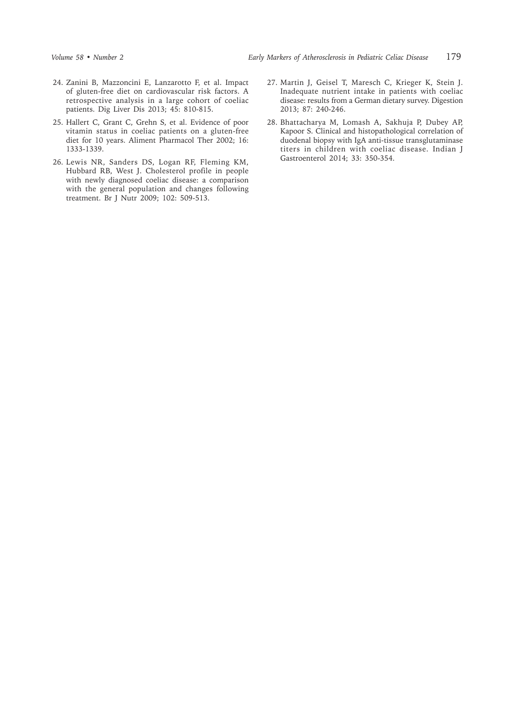24. Zanini B, Mazzoncini E, Lanzarotto F, et al. Impact of gluten-free diet on cardiovascular risk factors. A retrospective analysis in a large cohort of coeliac patients. Dig Liver Dis 2013; 45: 810-815.
25. Hallert C, Grant C, Grehn S, et al. Evidence of poor vitamin status in coeliac patients on a gluten-free diet for 10 years. Aliment Pharmacol Ther 2002; 16: 1333-1339.
26. Lewis NR, Sanders DS, Logan RF, Fleming KM, Hubbard RB, West J. Cholesterol profile in people with newly diagnosed coeliac disease: a comparison with the general population and changes following treatment. Br J Nutr 2009; 102: 509-513.
27. Martin J, Geisel T, Maresch C, Krieger K, Stein J. Inadequate nutrient intake in patients with coeliac disease: results from a German dietary survey. Digestion 2013; 87: 240-246.
28. Bhattacharya M, Lomash A, Sakhuja P, Dubey AP, Kapoor S. Clinical and histopathological correlation of duodenal biopsy with IgA anti-tissue transglutaminase titers in children with coeliac disease. Indian J Gastroenterol 2014; 33: 350-354.